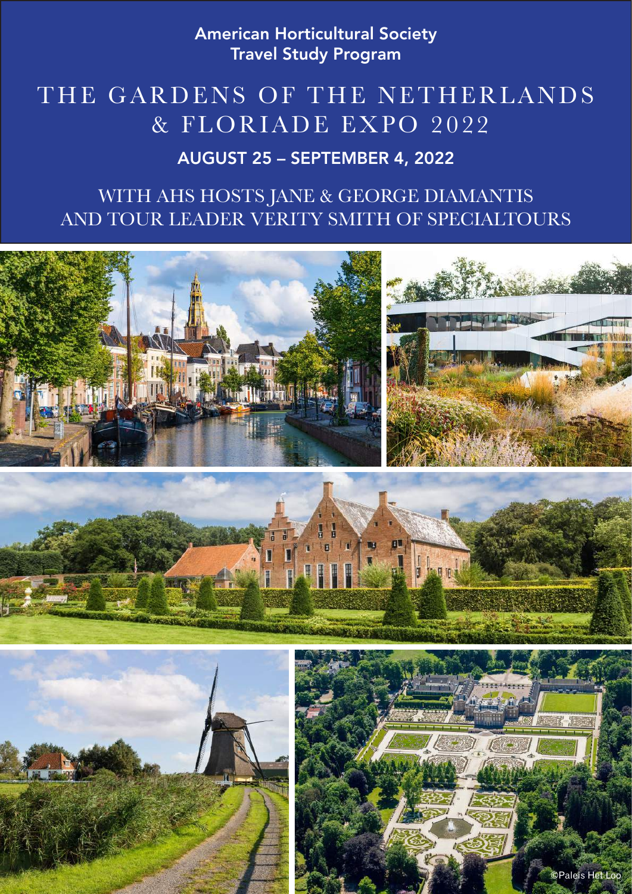American Horticultural Society
Travel Study Program

# THE GARDENS OF THE NETHERLANDS & FLORIADE EXPO 2022

## AUGUST 25 – SEPTEMBER 4, 2022

WITH AHS HOSTS JANE & GEORGE DIAMANTIS AND TOUR LEADER VERITY SMITH OF SPECIALTOURS

©Paleis Het Loo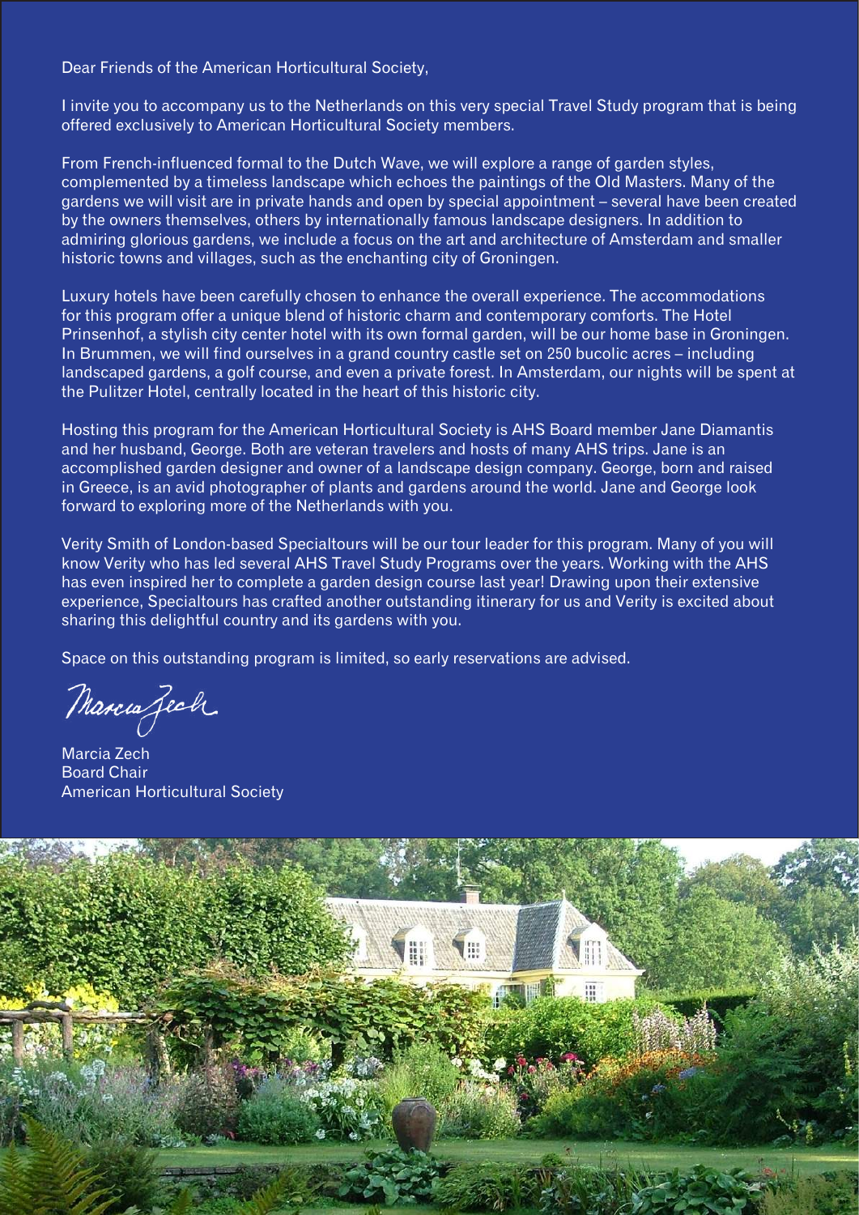Dear Friends of the American Horticultural Society,

I invite you to accompany us to the Netherlands on this very special Travel Study program that is being offered exclusively to American Horticultural Society members.

From French-influenced formal to the Dutch Wave, we will explore a range of garden styles, complemented by a timeless landscape which echoes the paintings of the Old Masters. Many of the gardens we will visit are in private hands and open by special appointment – several have been created by the owners themselves, others by internationally famous landscape designers. In addition to admiring glorious gardens, we include a focus on the art and architecture of Amsterdam and smaller historic towns and villages, such as the enchanting city of Groningen.

Luxury hotels have been carefully chosen to enhance the overall experience. The accommodations for this program offer a unique blend of historic charm and contemporary comforts. The Hotel Prinsenhof, a stylish city center hotel with its own formal garden, will be our home base in Groningen. In Brummen, we will find ourselves in a grand country castle set on 250 bucolic acres – including landscaped gardens, a golf course, and even a private forest. In Amsterdam, our nights will be spent at the Pulitzer Hotel, centrally located in the heart of this historic city.

Hosting this program for the American Horticultural Society is AHS Board member Jane Diamantis and her husband, George. Both are veteran travelers and hosts of many AHS trips. Jane is an accomplished garden designer and owner of a landscape design company. George, born and raised in Greece, is an avid photographer of plants and gardens around the world. Jane and George look forward to exploring more of the Netherlands with you.

Verity Smith of London-based Specialtours will be our tour leader for this program. Many of you will know Verity who has led several AHS Travel Study Programs over the years. Working with the AHS has even inspired her to complete a garden design course last year! Drawing upon their extensive experience, Specialtours has crafted another outstanding itinerary for us and Verity is excited about sharing this delightful country and its gardens with you.

Space on this outstanding program is limited, so early reservations are advised.

Marcia Zech  
Board Chair  
American Horticultural Society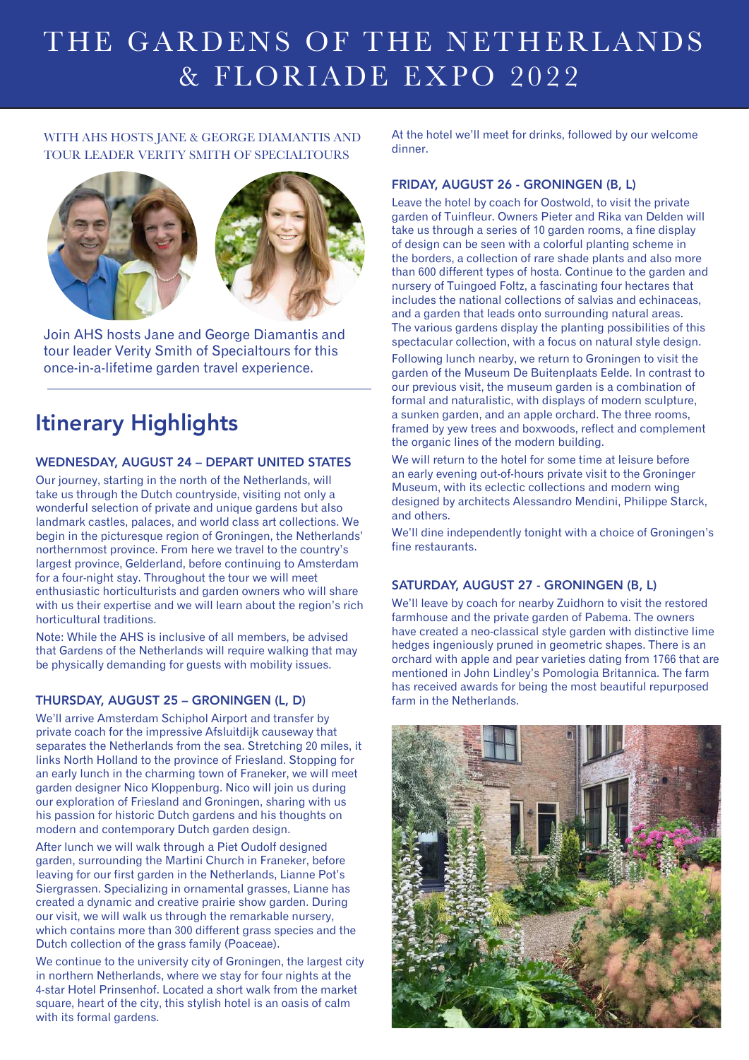# THE GARDENS OF THE NETHERLANDS & FLORIADE EXPO 2022

WITH AHS HOSTS JANE & GEORGE DIAMANTIS AND TOUR LEADER VERITY SMITH OF SPECIALTOURS

Join AHS hosts Jane and George Diamantis and tour leader Verity Smith of Specialtours for this once-in-a-lifetime garden travel experience.

## Itinerary Highlights

### WEDNESDAY, AUGUST 24 – DEPART UNITED STATES

Our journey, starting in the north of the Netherlands, will take us through the Dutch countryside, visiting not only a wonderful selection of private and unique gardens but also landmark castles, palaces, and world class art collections. We begin in the picturesque region of Groningen, the Netherlands' northernmost province. From here we travel to the country's largest province, Gelderland, before continuing to Amsterdam for a four-night stay. Throughout the tour we will meet enthusiastic horticulturists and garden owners who will share with us their expertise and we will learn about the region's rich horticultural traditions.

Note: While the AHS is inclusive of all members, be advised that Gardens of the Netherlands will require walking that may be physically demanding for guests with mobility issues.

### THURSDAY, AUGUST 25 – GRONINGEN (L, D)

We'll arrive Amsterdam Schiphol Airport and transfer by private coach for the impressive Afsluitdijk causeway that separates the Netherlands from the sea. Stretching 20 miles, it links North Holland to the province of Friesland. Stopping for an early lunch in the charming town of Franeker, we will meet garden designer Nico Kloppenburg. Nico will join us during our exploration of Friesland and Groningen, sharing with us his passion for historic Dutch gardens and his thoughts on modern and contemporary Dutch garden design.

After lunch we will walk through a Piet Oudolf designed garden, surrounding the Martini Church in Franeker, before leaving for our first garden in the Netherlands, Lianne Pot's Siergrassen. Specializing in ornamental grasses, Lianne has created a dynamic and creative prairie show garden. During our visit, we will walk us through the remarkable nursery, which contains more than 300 different grass species and the Dutch collection of the grass family (Poaceae).

We continue to the university city of Groningen, the largest city in northern Netherlands, where we stay for four nights at the 4-star Hotel Prinsenhof. Located a short walk from the market square, heart of the city, this stylish hotel is an oasis of calm with its formal gardens.

At the hotel we'll meet for drinks, followed by our welcome dinner.

### FRIDAY, AUGUST 26 - GRONINGEN (B, L)

Leave the hotel by coach for Oostwold, to visit the private garden of Tuinfleur. Owners Pieter and Rika van Delden will take us through a series of 10 garden rooms, a fine display of design can be seen with a colorful planting scheme in the borders, a collection of rare shade plants and also more than 600 different types of hosta. Continue to the garden and nursery of Tuingoed Foltz, a fascinating four hectares that includes the national collections of salvias and echinaceas, and a garden that leads onto surrounding natural areas. The various gardens display the planting possibilities of this spectacular collection, with a focus on natural style design.

Following lunch nearby, we return to Groningen to visit the garden of the Museum De Buitenplaats Eelde. In contrast to our previous visit, the museum garden is a combination of formal and naturalistic, with displays of modern sculpture, a sunken garden, and an apple orchard. The three rooms, framed by yew trees and boxwoods, reflect and complement the organic lines of the modern building.

We will return to the hotel for some time at leisure before an early evening out-of-hours private visit to the Groninger Museum, with its eclectic collections and modern wing designed by architects Alessandro Mendini, Philippe Starck, and others.

We'll dine independently tonight with a choice of Groningen's fine restaurants.

### SATURDAY, AUGUST 27 - GRONINGEN (B, L)

We'll leave by coach for nearby Zuidhorn to visit the restored farmhouse and the private garden of Pabema. The owners have created a neo-classical style garden with distinctive lime hedges ingeniously pruned in geometric shapes. There is an orchard with apple and pear varieties dating from 1766 that are mentioned in John Lindley's Pomologia Britannica. The farm has received awards for being the most beautiful repurposed farm in the Netherlands.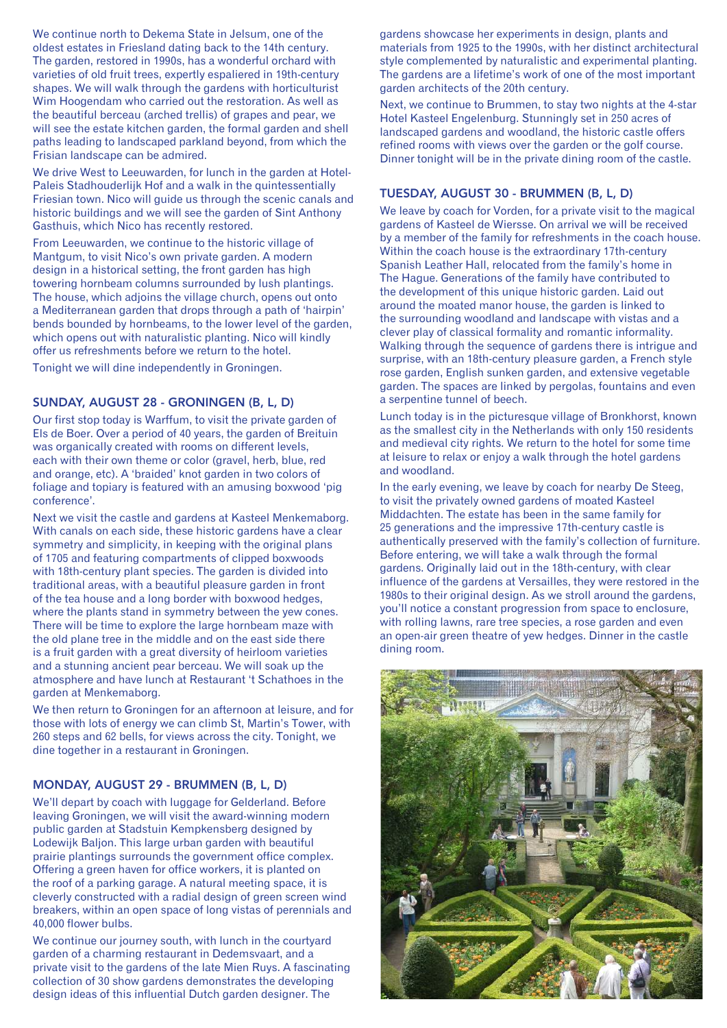We continue north to Dekema State in Jelsum, one of the oldest estates in Friesland dating back to the 14th century. The garden, restored in 1990s, has a wonderful orchard with varieties of old fruit trees, expertly espaliered in 19th-century shapes. We will walk through the gardens with horticulturist Wim Hoogendam who carried out the restoration. As well as the beautiful berceau (arched trellis) of grapes and pear, we will see the estate kitchen garden, the formal garden and shell paths leading to landscaped parkland beyond, from which the Frisian landscape can be admired.

We drive West to Leeuwarden, for lunch in the garden at Hotel-Paleis Stadhouderlijk Hof and a walk in the quintessentially Friesian town. Nico will guide us through the scenic canals and historic buildings and we will see the garden of Sint Anthony Gasthuis, which Nico has recently restored.

From Leeuwarden, we continue to the historic village of Mantgum, to visit Nico's own private garden. A modern design in a historical setting, the front garden has high towering hornbeam columns surrounded by lush plantings. The house, which adjoins the village church, opens out onto a Mediterranean garden that drops through a path of 'hairpin' bends bounded by hornbeams, to the lower level of the garden, which opens out with naturalistic planting. Nico will kindly offer us refreshments before we return to the hotel.

Tonight we will dine independently in Groningen.

## SUNDAY, AUGUST 28 - GRONINGEN (B, L, D)

Our first stop today is Warffum, to visit the private garden of Els de Boer. Over a period of 40 years, the garden of Breituin was organically created with rooms on different levels, each with their own theme or color (gravel, herb, blue, red and orange, etc). A 'braided' knot garden in two colors of foliage and topiary is featured with an amusing boxwood 'pig conference'.

Next we visit the castle and gardens at Kasteel Menkemaborg. With canals on each side, these historic gardens have a clear symmetry and simplicity, in keeping with the original plans of 1705 and featuring compartments of clipped boxwoods with 18th-century plant species. The garden is divided into traditional areas, with a beautiful pleasure garden in front of the tea house and a long border with boxwood hedges, where the plants stand in symmetry between the yew cones. There will be time to explore the large hornbeam maze with the old plane tree in the middle and on the east side there is a fruit garden with a great diversity of heirloom varieties and a stunning ancient pear berceau. We will soak up the atmosphere and have lunch at Restaurant 't Schathoes in the garden at Menkemaborg.

We then return to Groningen for an afternoon at leisure, and for those with lots of energy we can climb St, Martin's Tower, with 260 steps and 62 bells, for views across the city. Tonight, we dine together in a restaurant in Groningen.

## MONDAY, AUGUST 29 - BRUMMEN (B, L, D)

We'll depart by coach with luggage for Gelderland. Before leaving Groningen, we will visit the award-winning modern public garden at Stadstuin Kempkensberg designed by Lodewijk Baljon. This large urban garden with beautiful prairie plantings surrounds the government office complex. Offering a green haven for office workers, it is planted on the roof of a parking garage. A natural meeting space, it is cleverly constructed with a radial design of green screen wind breakers, within an open space of long vistas of perennials and 40,000 flower bulbs.

We continue our journey south, with lunch in the courtyard garden of a charming restaurant in Dedemsvaart, and a private visit to the gardens of the late Mien Ruys. A fascinating collection of 30 show gardens demonstrates the developing design ideas of this influential Dutch garden designer. The gardens showcase her experiments in design, plants and materials from 1925 to the 1990s, with her distinct architectural style complemented by naturalistic and experimental planting. The gardens are a lifetime's work of one of the most important garden architects of the 20th century.

Next, we continue to Brummen, to stay two nights at the 4-star Hotel Kasteel Engelenburg. Stunningly set in 250 acres of landscaped gardens and woodland, the historic castle offers refined rooms with views over the garden or the golf course. Dinner tonight will be in the private dining room of the castle.

## TUESDAY, AUGUST 30 - BRUMMEN (B, L, D)

We leave by coach for Vorden, for a private visit to the magical gardens of Kasteel de Wiersse. On arrival we will be received by a member of the family for refreshments in the coach house. Within the coach house is the extraordinary 17th-century Spanish Leather Hall, relocated from the family's home in The Hague. Generations of the family have contributed to the development of this unique historic garden. Laid out around the moated manor house, the garden is linked to the surrounding woodland and landscape with vistas and a clever play of classical formality and romantic informality. Walking through the sequence of gardens there is intrigue and surprise, with an 18th-century pleasure garden, a French style rose garden, English sunken garden, and extensive vegetable garden. The spaces are linked by pergolas, fountains and even a serpentine tunnel of beech.

Lunch today is in the picturesque village of Bronkhorst, known as the smallest city in the Netherlands with only 150 residents and medieval city rights. We return to the hotel for some time at leisure to relax or enjoy a walk through the hotel gardens and woodland.

In the early evening, we leave by coach for nearby De Steeg, to visit the privately owned gardens of moated Kasteel Middachten. The estate has been in the same family for 25 generations and the impressive 17th-century castle is authentically preserved with the family's collection of furniture. Before entering, we will take a walk through the formal gardens. Originally laid out in the 18th-century, with clear influence of the gardens at Versailles, they were restored in the 1980s to their original design. As we stroll around the gardens, you'll notice a constant progression from space to enclosure, with rolling lawns, rare tree species, a rose garden and even an open-air green theatre of yew hedges. Dinner in the castle dining room.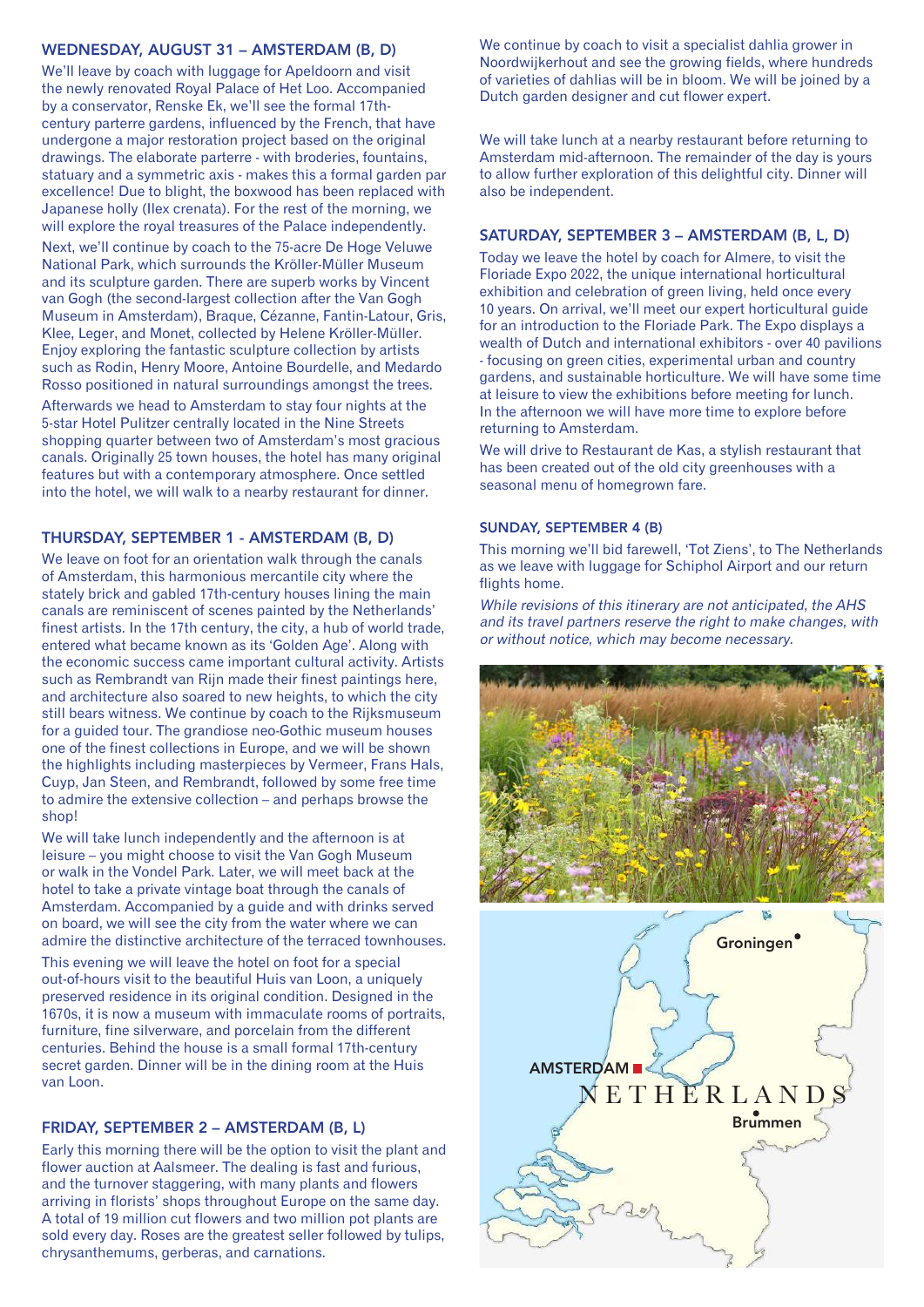### WEDNESDAY, AUGUST 31 – AMSTERDAM (B, D)

We'll leave by coach with luggage for Apeldoorn and visit the newly renovated Royal Palace of Het Loo. Accompanied by a conservator, Renske Ek, we'll see the formal 17th-century parterre gardens, influenced by the French, that have undergone a major restoration project based on the original drawings. The elaborate parterre - with broderies, fountains, statuary and a symmetric axis - makes this a formal garden par excellence! Due to blight, the boxwood has been replaced with Japanese holly (Ilex crenata). For the rest of the morning, we will explore the royal treasures of the Palace independently.

Next, we'll continue by coach to the 75-acre De Hoge Veluwe National Park, which surrounds the Kröller-Müller Museum and its sculpture garden. There are superb works by Vincent van Gogh (the second-largest collection after the Van Gogh Museum in Amsterdam), Braque, Cézanne, Fantin-Latour, Gris, Klee, Leger, and Monet, collected by Helene Kröller-Müller. Enjoy exploring the fantastic sculpture collection by artists such as Rodin, Henry Moore, Antoine Bourdelle, and Medardo Rosso positioned in natural surroundings amongst the trees.

Afterwards we head to Amsterdam to stay four nights at the 5-star Hotel Pulitzer centrally located in the Nine Streets shopping quarter between two of Amsterdam's most gracious canals. Originally 25 town houses, the hotel has many original features but with a contemporary atmosphere. Once settled into the hotel, we will walk to a nearby restaurant for dinner.

### THURSDAY, SEPTEMBER 1 - AMSTERDAM (B, D)

We leave on foot for an orientation walk through the canals of Amsterdam, this harmonious mercantile city where the stately brick and gabled 17th-century houses lining the main canals are reminiscent of scenes painted by the Netherlands' finest artists. In the 17th century, the city, a hub of world trade, entered what became known as its 'Golden Age'. Along with the economic success came important cultural activity. Artists such as Rembrandt van Rijn made their finest paintings here, and architecture also soared to new heights, to which the city still bears witness. We continue by coach to the Rijksmuseum for a guided tour. The grandiose neo-Gothic museum houses one of the finest collections in Europe, and we will be shown the highlights including masterpieces by Vermeer, Frans Hals, Cuyp, Jan Steen, and Rembrandt, followed by some free time to admire the extensive collection – and perhaps browse the shop!

We will take lunch independently and the afternoon is at leisure – you might choose to visit the Van Gogh Museum or walk in the Vondel Park. Later, we will meet back at the hotel to take a private vintage boat through the canals of Amsterdam. Accompanied by a guide and with drinks served on board, we will see the city from the water where we can admire the distinctive architecture of the terraced townhouses.

This evening we will leave the hotel on foot for a special out-of-hours visit to the beautiful Huis van Loon, a uniquely preserved residence in its original condition. Designed in the 1670s, it is now a museum with immaculate rooms of portraits, furniture, fine silverware, and porcelain from the different centuries. Behind the house is a small formal 17th-century secret garden. Dinner will be in the dining room at the Huis van Loon.

### FRIDAY, SEPTEMBER 2 – AMSTERDAM (B, L)

Early this morning there will be the option to visit the plant and flower auction at Aalsmeer. The dealing is fast and furious, and the turnover staggering, with many plants and flowers arriving in florists' shops throughout Europe on the same day. A total of 19 million cut flowers and two million pot plants are sold every day. Roses are the greatest seller followed by tulips, chrysanthemums, gerberas, and carnations.

We continue by coach to visit a specialist dahlia grower in Noordwijkerhout and see the growing fields, where hundreds of varieties of dahlias will be in bloom. We will be joined by a Dutch garden designer and cut flower expert.

We will take lunch at a nearby restaurant before returning to Amsterdam mid-afternoon. The remainder of the day is yours to allow further exploration of this delightful city. Dinner will also be independent.

### SATURDAY, SEPTEMBER 3 – AMSTERDAM (B, L, D)

Today we leave the hotel by coach for Almere, to visit the Floriade Expo 2022, the unique international horticultural exhibition and celebration of green living, held once every 10 years. On arrival, we'll meet our expert horticultural guide for an introduction to the Floriade Park. The Expo displays a wealth of Dutch and international exhibitors - over 40 pavilions - focusing on green cities, experimental urban and country gardens, and sustainable horticulture. We will have some time at leisure to view the exhibitions before meeting for lunch. In the afternoon we will have more time to explore before returning to Amsterdam.

We will drive to Restaurant de Kas, a stylish restaurant that has been created out of the old city greenhouses with a seasonal menu of homegrown fare.

### SUNDAY, SEPTEMBER 4 (B)

This morning we'll bid farewell, 'Tot Ziens', to The Netherlands as we leave with luggage for Schiphol Airport and our return flights home.

*While revisions of this itinerary are not anticipated, the AHS and its travel partners reserve the right to make changes, with or without notice, which may become necessary.*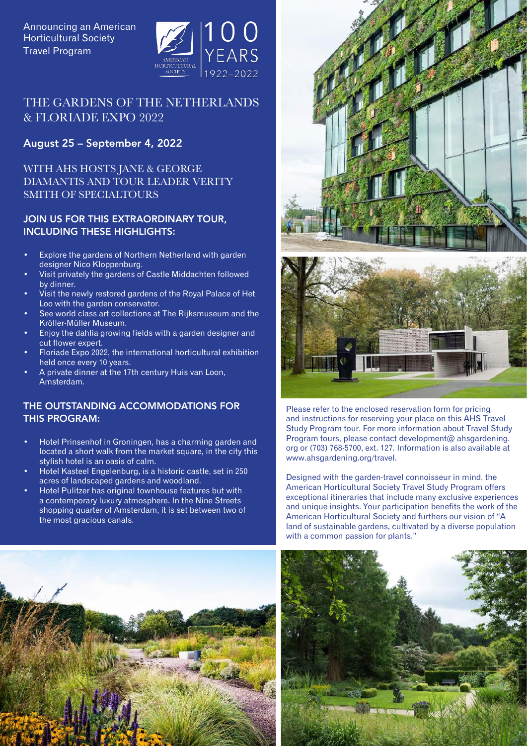Announcing an American Horticultural Society Travel Program

AMERICAN HORTICULTURAL SOCIETY

100 YEARS 1922–2022

# THE GARDENS OF THE NETHERLANDS & FLORIADE EXPO 2022

## August 25 – September 4, 2022

WITH AHS HOSTS JANE & GEORGE DIAMANTIS AND TOUR LEADER VERITY SMITH OF SPECIALTOURS

### JOIN US FOR THIS EXTRAORDINARY TOUR, INCLUDING THESE HIGHLIGHTS:

- Explore the gardens of Northern Netherland with garden designer Nico Kloppenburg.
- Visit privately the gardens of Castle Middachten followed by dinner.
- Visit the newly restored gardens of the Royal Palace of Het Loo with the garden conservator.
- See world class art collections at The Rijksmuseum and the Kröller-Müller Museum.
- Enjoy the dahlia growing fields with a garden designer and cut flower expert.
- Floriade Expo 2022, the international horticultural exhibition held once every 10 years.
- A private dinner at the 17th century Huis van Loon, Amsterdam.

### THE OUTSTANDING ACCOMMODATIONS FOR THIS PROGRAM:

- Hotel Prinsenhof in Groningen, has a charming garden and located a short walk from the market square, in the city this stylish hotel is an oasis of calm.
- Hotel Kasteel Engelenburg, is a historic castle, set in 250 acres of landscaped gardens and woodland.
- Hotel Pulitzer has original townhouse features but with a contemporary luxury atmosphere. In the Nine Streets shopping quarter of Amsterdam, it is set between two of the most gracious canals.

Please refer to the enclosed reservation form for pricing and instructions for reserving your place on this AHS Travel Study Program tour. For more information about Travel Study Program tours, please contact development@ahsgardening.org or (703) 768-5700, ext. 127. Information is also available at www.ahsgardening.org/travel.

Designed with the garden-travel connoisseur in mind, the American Horticultural Society Travel Study Program offers exceptional itineraries that include many exclusive experiences and unique insights. Your participation benefits the work of the American Horticultural Society and furthers our vision of "A land of sustainable gardens, cultivated by a diverse population with a common passion for plants."